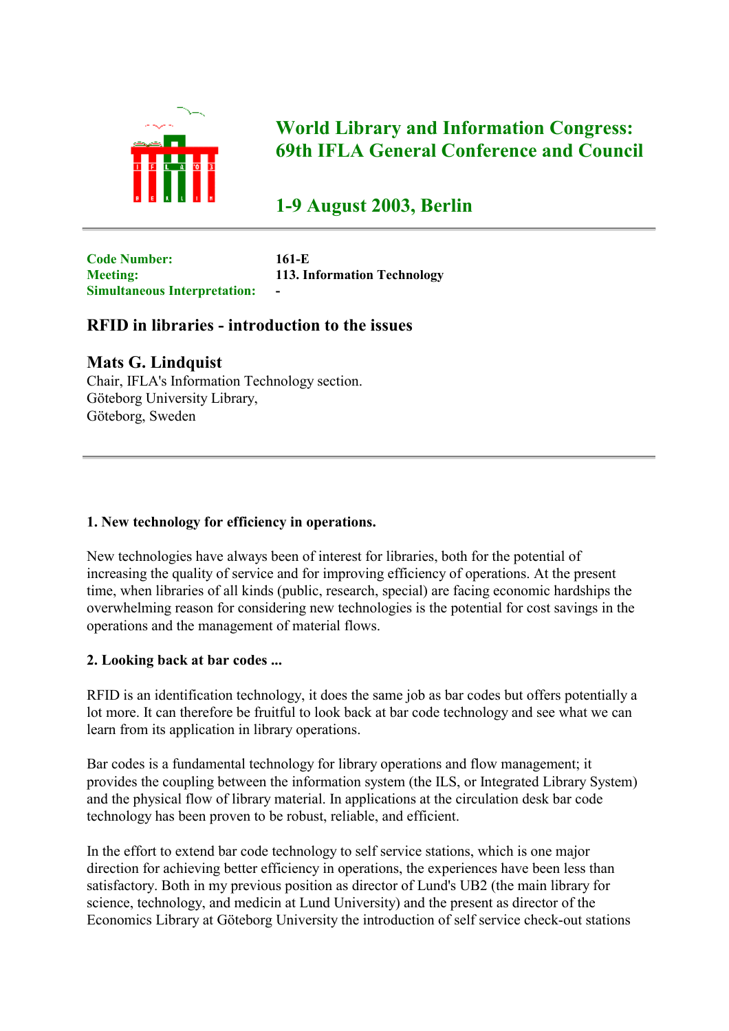# World Library and Information Congress: 69th IFLA General Conference and Council

## 1-9 August 2003, Berlin

| | |
|---|---|
| **Code Number:** | **161-E** |
| **Meeting:** | **113. Information Technology** |
| **Simultaneous Interpretation:** | **-** |

## RFID in libraries - introduction to the issues

### Mats G. Lindquist

Chair, IFLA's Information Technology section.
Göteborg University Library,
Göteborg, Sweden

---

**1. New technology for efficiency in operations.**

New technologies have always been of interest for libraries, both for the potential of increasing the quality of service and for improving efficiency of operations. At the present time, when libraries of all kinds (public, research, special) are facing economic hardships the overwhelming reason for considering new technologies is the potential for cost savings in the operations and the management of material flows.

**2. Looking back at bar codes ...**

RFID is an identification technology, it does the same job as bar codes but offers potentially a lot more. It can therefore be fruitful to look back at bar code technology and see what we can learn from its application in library operations.

Bar codes is a fundamental technology for library operations and flow management; it provides the coupling between the information system (the ILS, or Integrated Library System) and the physical flow of library material. In applications at the circulation desk bar code technology has been proven to be robust, reliable, and efficient.

In the effort to extend bar code technology to self service stations, which is one major direction for achieving better efficiency in operations, the experiences have been less than satisfactory. Both in my previous position as director of Lund's UB2 (the main library for science, technology, and medicin at Lund University) and the present as director of the Economics Library at Göteborg University the introduction of self service check-out stations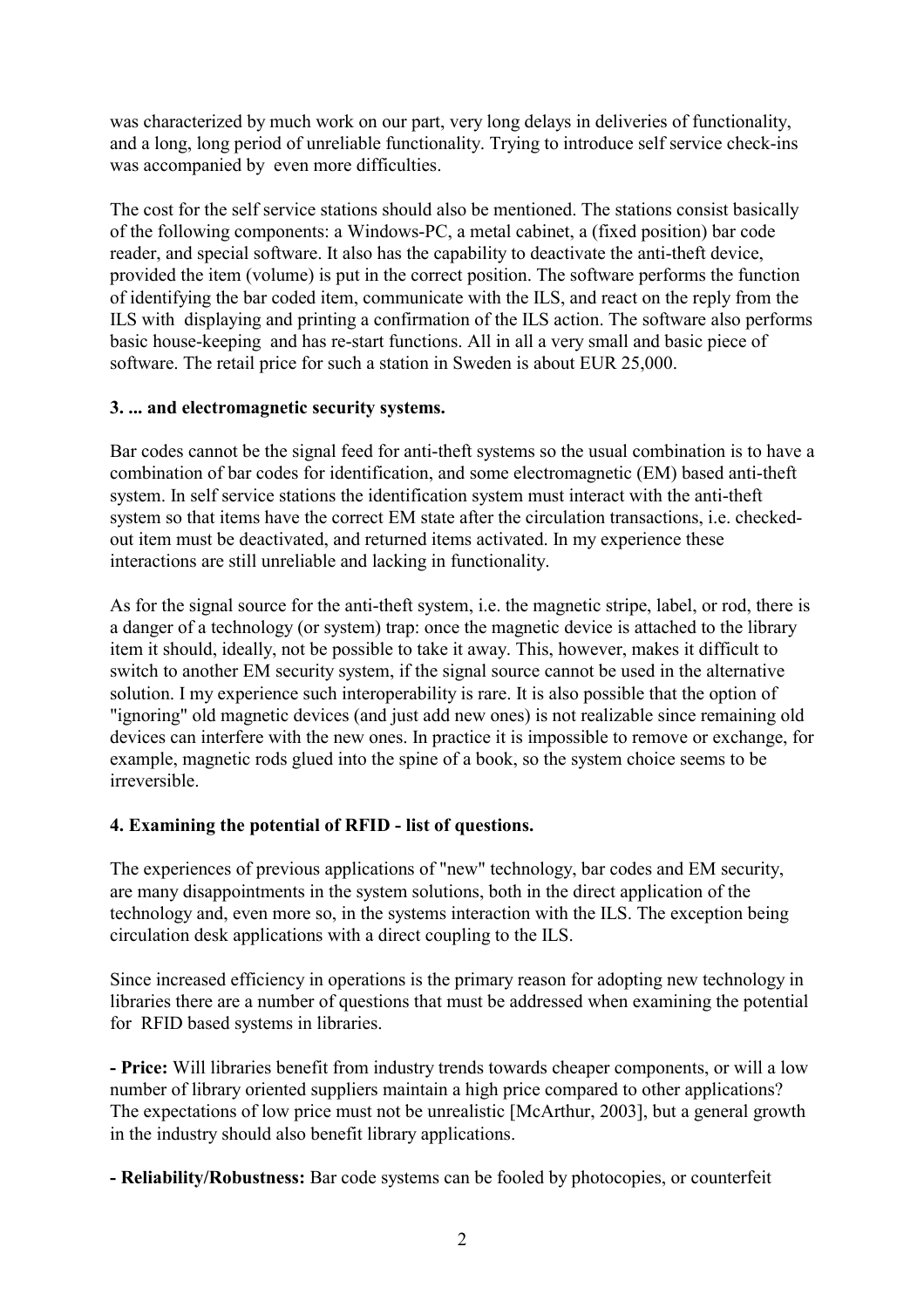was characterized by much work on our part, very long delays in deliveries of functionality, and a long, long period of unreliable functionality. Trying to introduce self service check-ins was accompanied by even more difficulties.

The cost for the self service stations should also be mentioned. The stations consist basically of the following components: a Windows-PC, a metal cabinet, a (fixed position) bar code reader, and special software. It also has the capability to deactivate the anti-theft device, provided the item (volume) is put in the correct position. The software performs the function of identifying the bar coded item, communicate with the ILS, and react on the reply from the ILS with displaying and printing a confirmation of the ILS action. The software also performs basic house-keeping and has re-start functions. All in all a very small and basic piece of software. The retail price for such a station in Sweden is about EUR 25,000.

**3. ... and electromagnetic security systems.**

Bar codes cannot be the signal feed for anti-theft systems so the usual combination is to have a combination of bar codes for identification, and some electromagnetic (EM) based anti-theft system. In self service stations the identification system must interact with the anti-theft system so that items have the correct EM state after the circulation transactions, i.e. checked-out item must be deactivated, and returned items activated. In my experience these interactions are still unreliable and lacking in functionality.

As for the signal source for the anti-theft system, i.e. the magnetic stripe, label, or rod, there is a danger of a technology (or system) trap: once the magnetic device is attached to the library item it should, ideally, not be possible to take it away. This, however, makes it difficult to switch to another EM security system, if the signal source cannot be used in the alternative solution. I my experience such interoperability is rare. It is also possible that the option of "ignoring" old magnetic devices (and just add new ones) is not realizable since remaining old devices can interfere with the new ones. In practice it is impossible to remove or exchange, for example, magnetic rods glued into the spine of a book, so the system choice seems to be irreversible.

**4. Examining the potential of RFID - list of questions.**

The experiences of previous applications of "new" technology, bar codes and EM security, are many disappointments in the system solutions, both in the direct application of the technology and, even more so, in the systems interaction with the ILS. The exception being circulation desk applications with a direct coupling to the ILS.

Since increased efficiency in operations is the primary reason for adopting new technology in libraries there are a number of questions that must be addressed when examining the potential for RFID based systems in libraries.

**- Price:** Will libraries benefit from industry trends towards cheaper components, or will a low number of library oriented suppliers maintain a high price compared to other applications? The expectations of low price must not be unrealistic [McArthur, 2003], but a general growth in the industry should also benefit library applications.

**- Reliability/Robustness:** Bar code systems can be fooled by photocopies, or counterfeit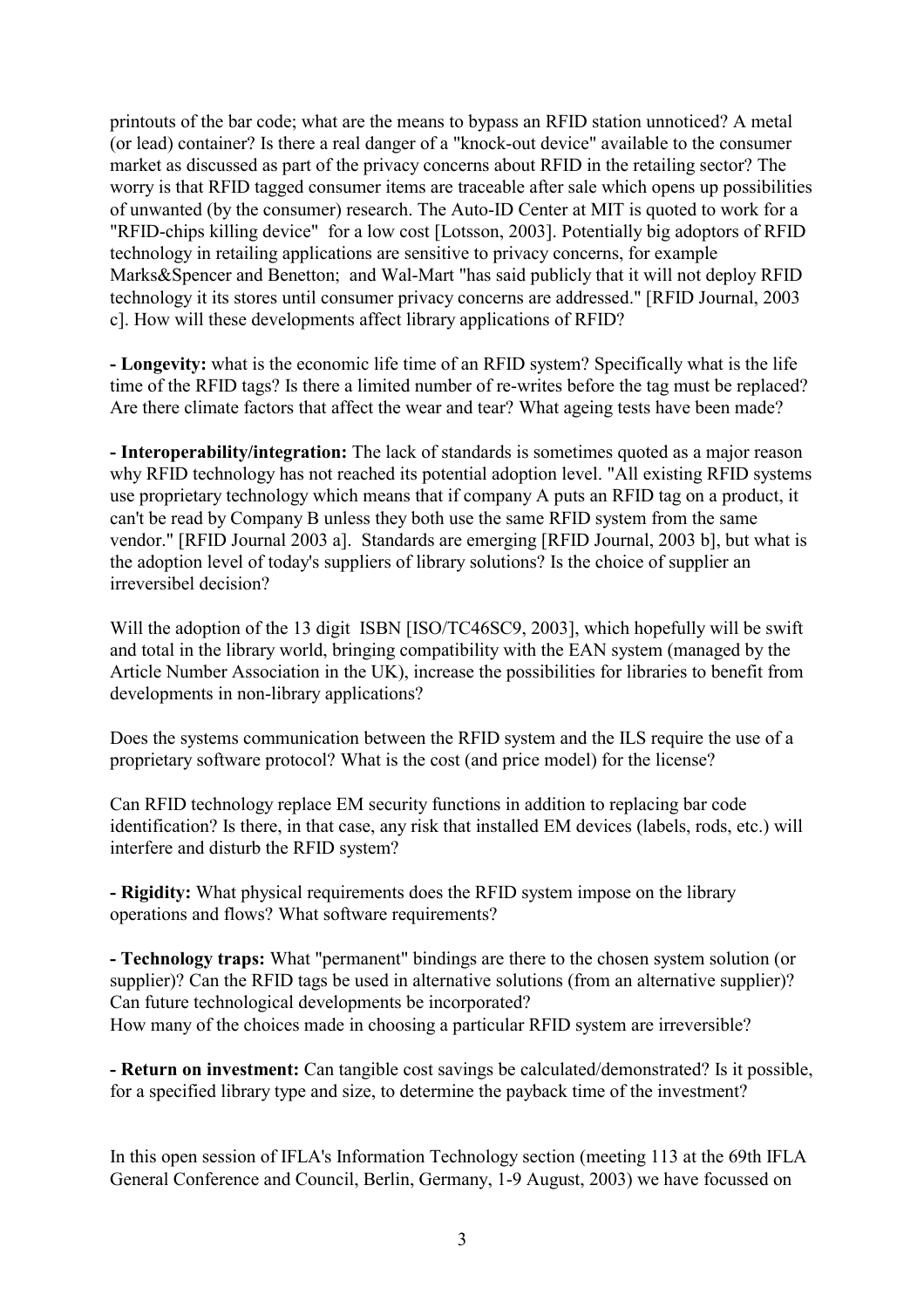printouts of the bar code; what are the means to bypass an RFID station unnoticed? A metal (or lead) container? Is there a real danger of a "knock-out device" available to the consumer market as discussed as part of the privacy concerns about RFID in the retailing sector? The worry is that RFID tagged consumer items are traceable after sale which opens up possibilities of unwanted (by the consumer) research. The Auto-ID Center at MIT is quoted to work for a "RFID-chips killing device" for a low cost [Lotsson, 2003]. Potentially big adoptors of RFID technology in retailing applications are sensitive to privacy concerns, for example Marks&Spencer and Benetton; and Wal-Mart "has said publicly that it will not deploy RFID technology it its stores until consumer privacy concerns are addressed." [RFID Journal, 2003 c]. How will these developments affect library applications of RFID?

**- Longevity:** what is the economic life time of an RFID system? Specifically what is the life time of the RFID tags? Is there a limited number of re-writes before the tag must be replaced? Are there climate factors that affect the wear and tear? What ageing tests have been made?

**- Interoperability/integration:** The lack of standards is sometimes quoted as a major reason why RFID technology has not reached its potential adoption level. "All existing RFID systems use proprietary technology which means that if company A puts an RFID tag on a product, it can't be read by Company B unless they both use the same RFID system from the same vendor." [RFID Journal 2003 a]. Standards are emerging [RFID Journal, 2003 b], but what is the adoption level of today's suppliers of library solutions? Is the choice of supplier an irreversibel decision?

Will the adoption of the 13 digit ISBN [ISO/TC46SC9, 2003], which hopefully will be swift and total in the library world, bringing compatibility with the EAN system (managed by the Article Number Association in the UK), increase the possibilities for libraries to benefit from developments in non-library applications?

Does the systems communication between the RFID system and the ILS require the use of a proprietary software protocol? What is the cost (and price model) for the license?

Can RFID technology replace EM security functions in addition to replacing bar code identification? Is there, in that case, any risk that installed EM devices (labels, rods, etc.) will interfere and disturb the RFID system?

**- Rigidity:** What physical requirements does the RFID system impose on the library operations and flows? What software requirements?

**- Technology traps:** What "permanent" bindings are there to the chosen system solution (or supplier)? Can the RFID tags be used in alternative solutions (from an alternative supplier)? Can future technological developments be incorporated?
How many of the choices made in choosing a particular RFID system are irreversible?

**- Return on investment:** Can tangible cost savings be calculated/demonstrated? Is it possible, for a specified library type and size, to determine the payback time of the investment?

In this open session of IFLA's Information Technology section (meeting 113 at the 69th IFLA General Conference and Council, Berlin, Germany, 1-9 August, 2003) we have focussed on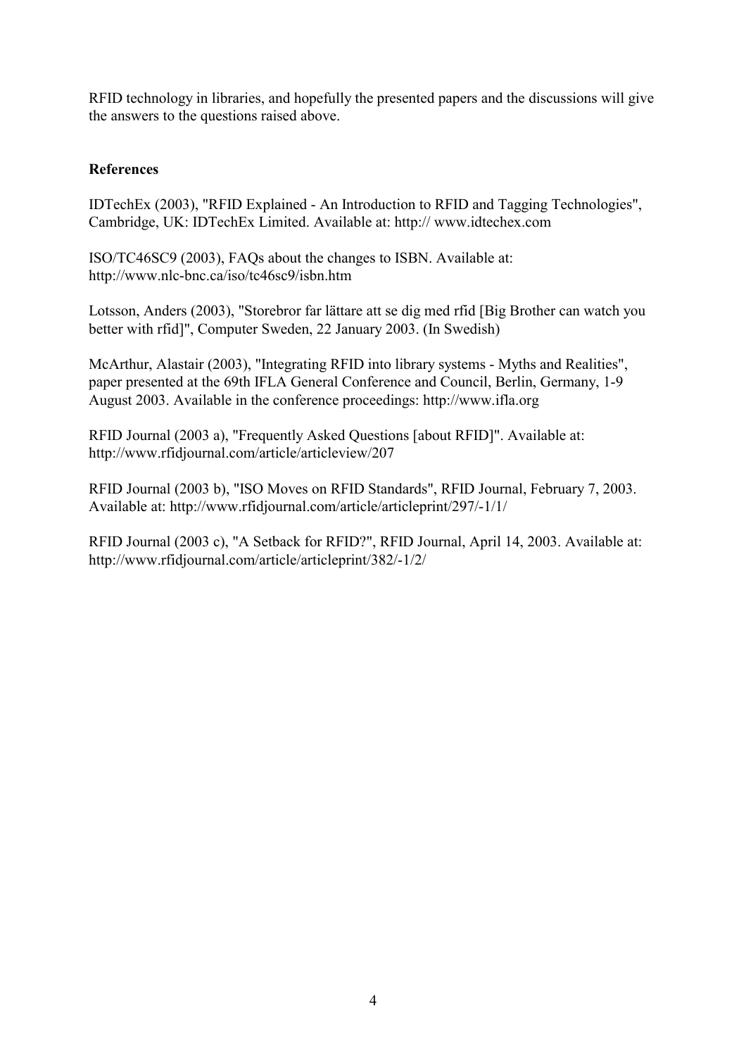RFID technology in libraries, and hopefully the presented papers and the discussions will give the answers to the questions raised above.

**References**

IDTechEx (2003), "RFID Explained - An Introduction to RFID and Tagging Technologies", Cambridge, UK: IDTechEx Limited. Available at: http:// www.idtechex.com

ISO/TC46SC9 (2003), FAQs about the changes to ISBN. Available at: http://www.nlc-bnc.ca/iso/tc46sc9/isbn.htm

Lotsson, Anders (2003), "Storebror far lättare att se dig med rfid [Big Brother can watch you better with rfid]", Computer Sweden, 22 January 2003. (In Swedish)

McArthur, Alastair (2003), "Integrating RFID into library systems - Myths and Realities", paper presented at the 69th IFLA General Conference and Council, Berlin, Germany, 1-9 August 2003. Available in the conference proceedings: http://www.ifla.org

RFID Journal (2003 a), "Frequently Asked Questions [about RFID]". Available at: http://www.rfidjournal.com/article/articleview/207

RFID Journal (2003 b), "ISO Moves on RFID Standards", RFID Journal, February 7, 2003. Available at: http://www.rfidjournal.com/article/articleprint/297/-1/1/

RFID Journal (2003 c), "A Setback for RFID?", RFID Journal, April 14, 2003. Available at: http://www.rfidjournal.com/article/articleprint/382/-1/2/